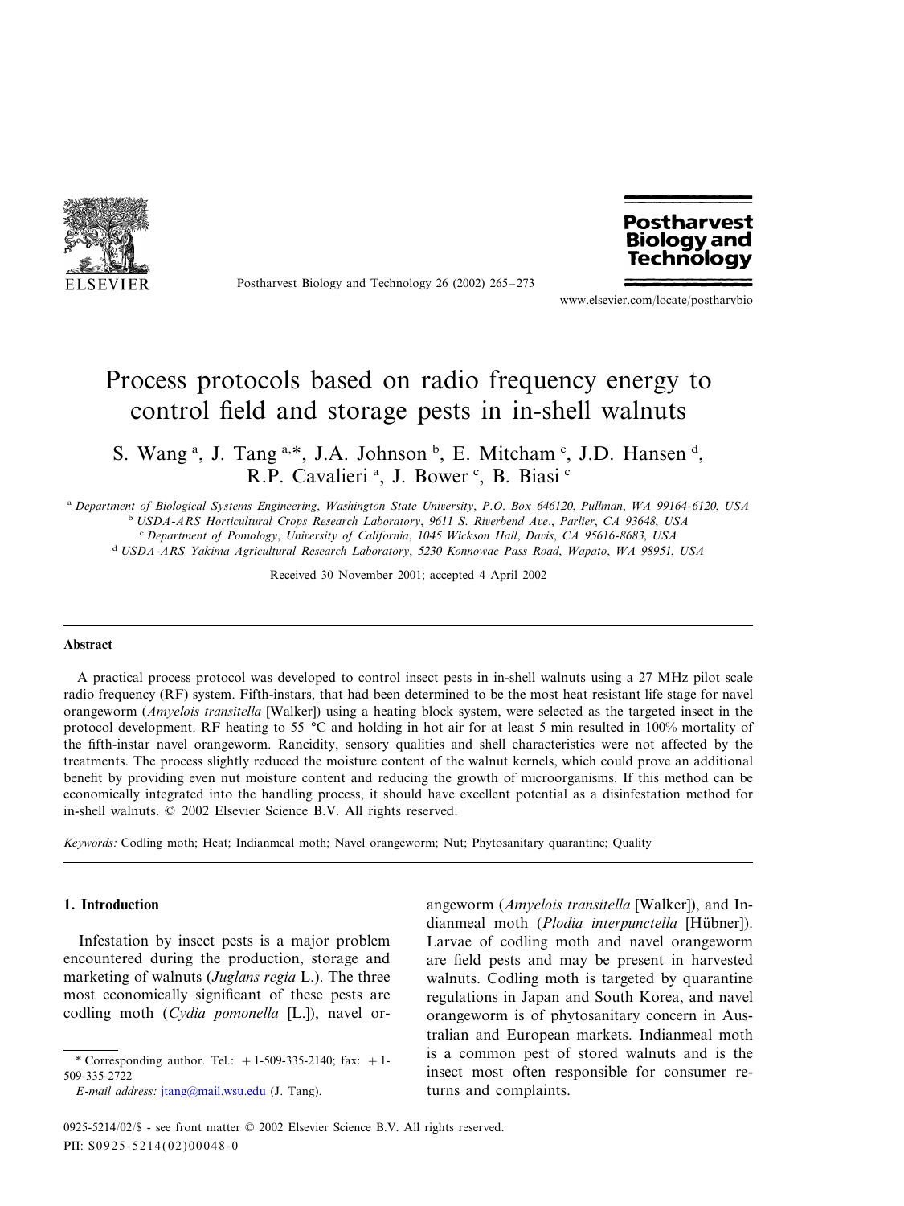# Process protocols based on radio frequency energy to control field and storage pests in in-shell walnuts

S. Wang [a], J. Tang [a,*], J.A. Johnson [b], E. Mitcham [c], J.D. Hansen [d], R.P. Cavalieri [a], J. Bower [c], B. Biasi [c]

[a] Department of Biological Systems Engineering, Washington State University, P.O. Box 646120, Pullman, WA 99164-6120, USA

[b] USDA-ARS Horticultural Crops Research Laboratory, 9611 S. Riverbend Ave., Parlier, CA 93648, USA

[c] Department of Pomology, University of California, 1045 Wickson Hall, Davis, CA 95616-8683, USA

[d] USDA-ARS Yakima Agricultural Research Laboratory, 5230 Konnowac Pass Road, Wapato, WA 98951, USA

Received 30 November 2001; accepted 4 April 2002

## Abstract

A practical process protocol was developed to control insect pests in in-shell walnuts using a 27 MHz pilot scale radio frequency (RF) system. Fifth-instars, that had been determined to be the most heat resistant life stage for navel orangeworm (*Amyelois transitella* [Walker]) using a heating block system, were selected as the targeted insect in the protocol development. RF heating to 55 °C and holding in hot air for at least 5 min resulted in 100% mortality of the fifth-instar navel orangeworm. Rancidity, sensory qualities and shell characteristics were not affected by the treatments. The process slightly reduced the moisture content of the walnut kernels, which could prove an additional benefit by providing even nut moisture content and reducing the growth of microorganisms. If this method can be economically integrated into the handling process, it should have excellent potential as a disinfestation method for in-shell walnuts. © 2002 Elsevier Science B.V. All rights reserved.

*Keywords:* Codling moth; Heat; Indianmeal moth; Navel orangeworm; Nut; Phytosanitary quarantine; Quality

## 1. Introduction

Infestation by insect pests is a major problem encountered during the production, storage and marketing of walnuts (*Juglans regia* L.). The three most economically significant of these pests are codling moth (*Cydia pomonella* [L.]), navel orangeworm (*Amyelois transitella* [Walker]), and Indianmeal moth (*Plodia interpunctella* [Hübner]). Larvae of codling moth and navel orangeworm are field pests and may be present in harvested walnuts. Codling moth is targeted by quarantine regulations in Japan and South Korea, and navel orangeworm is of phytosanitary concern in Australian and European markets. Indianmeal moth is a common pest of stored walnuts and is the insect most often responsible for consumer returns and complaints.

\* Corresponding author. Tel.: +1-509-335-2140; fax: +1-509-335-2722

*E-mail address:* jtang@mail.wsu.edu (J. Tang).

0925-5214/02/$ - see front matter © 2002 Elsevier Science B.V. All rights reserved.
PII: S0925-5214(02)00048-0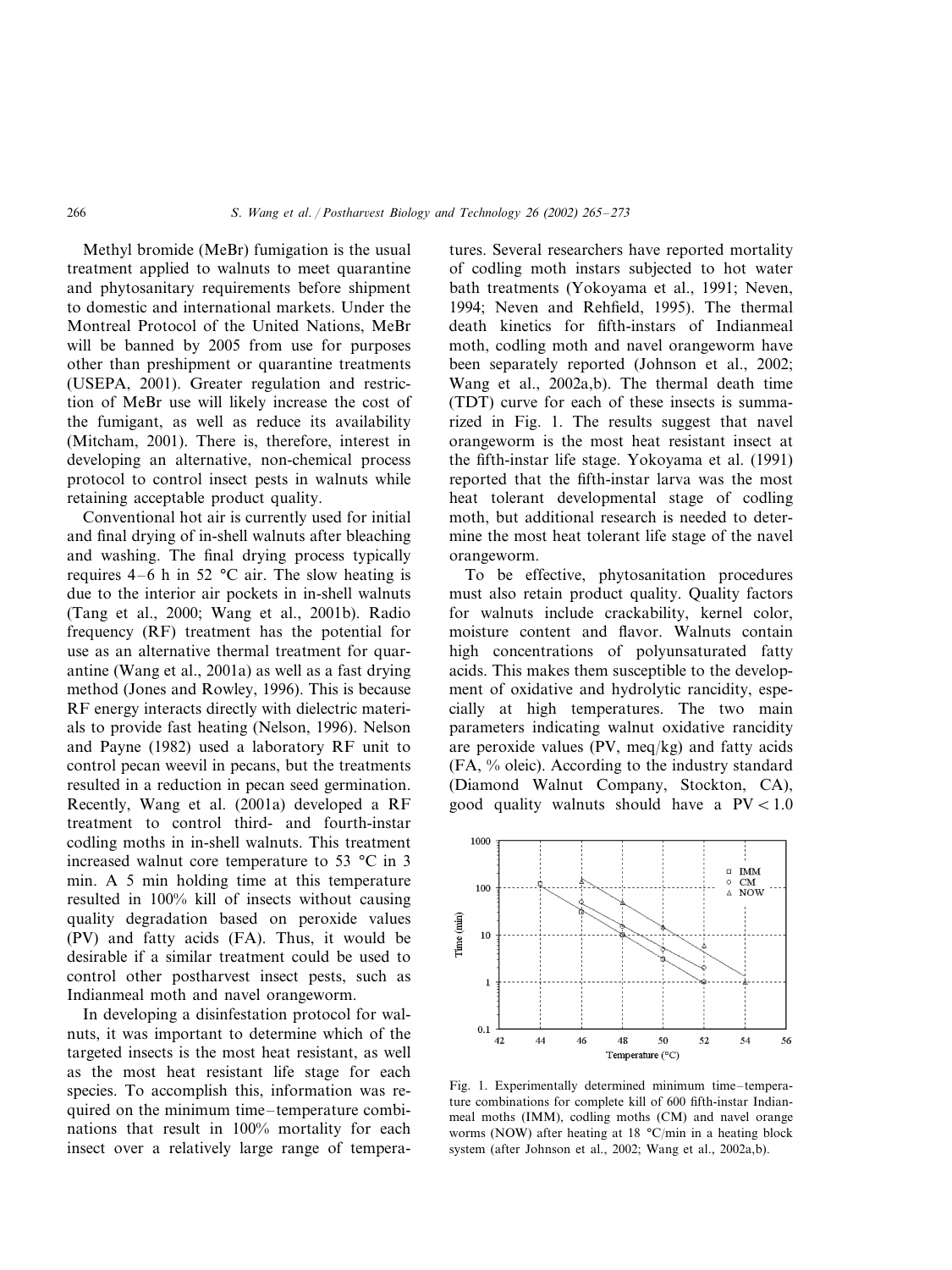Methyl bromide (MeBr) fumigation is the usual treatment applied to walnuts to meet quarantine and phytosanitary requirements before shipment to domestic and international markets. Under the Montreal Protocol of the United Nations, MeBr will be banned by 2005 from use for purposes other than preshipment or quarantine treatments (USEPA, 2001). Greater regulation and restriction of MeBr use will likely increase the cost of the fumigant, as well as reduce its availability (Mitcham, 2001). There is, therefore, interest in developing an alternative, non-chemical process protocol to control insect pests in walnuts while retaining acceptable product quality.

Conventional hot air is currently used for initial and final drying of in-shell walnuts after bleaching and washing. The final drying process typically requires 4–6 h in 52 °C air. The slow heating is due to the interior air pockets in in-shell walnuts (Tang et al., 2000; Wang et al., 2001b). Radio frequency (RF) treatment has the potential for use as an alternative thermal treatment for quarantine (Wang et al., 2001a) as well as a fast drying method (Jones and Rowley, 1996). This is because RF energy interacts directly with dielectric materials to provide fast heating (Nelson, 1996). Nelson and Payne (1982) used a laboratory RF unit to control pecan weevil in pecans, but the treatments resulted in a reduction in pecan seed germination. Recently, Wang et al. (2001a) developed a RF treatment to control third- and fourth-instar codling moths in in-shell walnuts. This treatment increased walnut core temperature to 53 °C in 3 min. A 5 min holding time at this temperature resulted in 100% kill of insects without causing quality degradation based on peroxide values (PV) and fatty acids (FA). Thus, it would be desirable if a similar treatment could be used to control other postharvest insect pests, such as Indianmeal moth and navel orangeworm.

In developing a disinfestation protocol for walnuts, it was important to determine which of the targeted insects is the most heat resistant, as well as the most heat resistant life stage for each species. To accomplish this, information was required on the minimum time–temperature combinations that result in 100% mortality for each insect over a relatively large range of temperatures. Several researchers have reported mortality of codling moth instars subjected to hot water bath treatments (Yokoyama et al., 1991; Neven, 1994; Neven and Rehfield, 1995). The thermal death kinetics for fifth-instars of Indianmeal moth, codling moth and navel orangeworm have been separately reported (Johnson et al., 2002; Wang et al., 2002a,b). The thermal death time (TDT) curve for each of these insects is summarized in Fig. 1. The results suggest that navel orangeworm is the most heat resistant insect at the fifth-instar life stage. Yokoyama et al. (1991) reported that the fifth-instar larva was the most heat tolerant developmental stage of codling moth, but additional research is needed to determine the most heat tolerant life stage of the navel orangeworm.

To be effective, phytosanitation procedures must also retain product quality. Quality factors for walnuts include crackability, kernel color, moisture content and flavor. Walnuts contain high concentrations of polyunsaturated fatty acids. This makes them susceptible to the development of oxidative and hydrolytic rancidity, especially at high temperatures. The two main parameters indicating walnut oxidative rancidity are peroxide values (PV, meq/kg) and fatty acids (FA, % oleic). According to the industry standard (Diamond Walnut Company, Stockton, CA), good quality walnuts should have a PV < 1.0

Fig. 1. Experimentally determined minimum time–temperature combinations for complete kill of 600 fifth-instar Indianmeal moths (IMM), codling moths (CM) and navel orange worms (NOW) after heating at 18 °C/min in a heating block system (after Johnson et al., 2002; Wang et al., 2002a,b).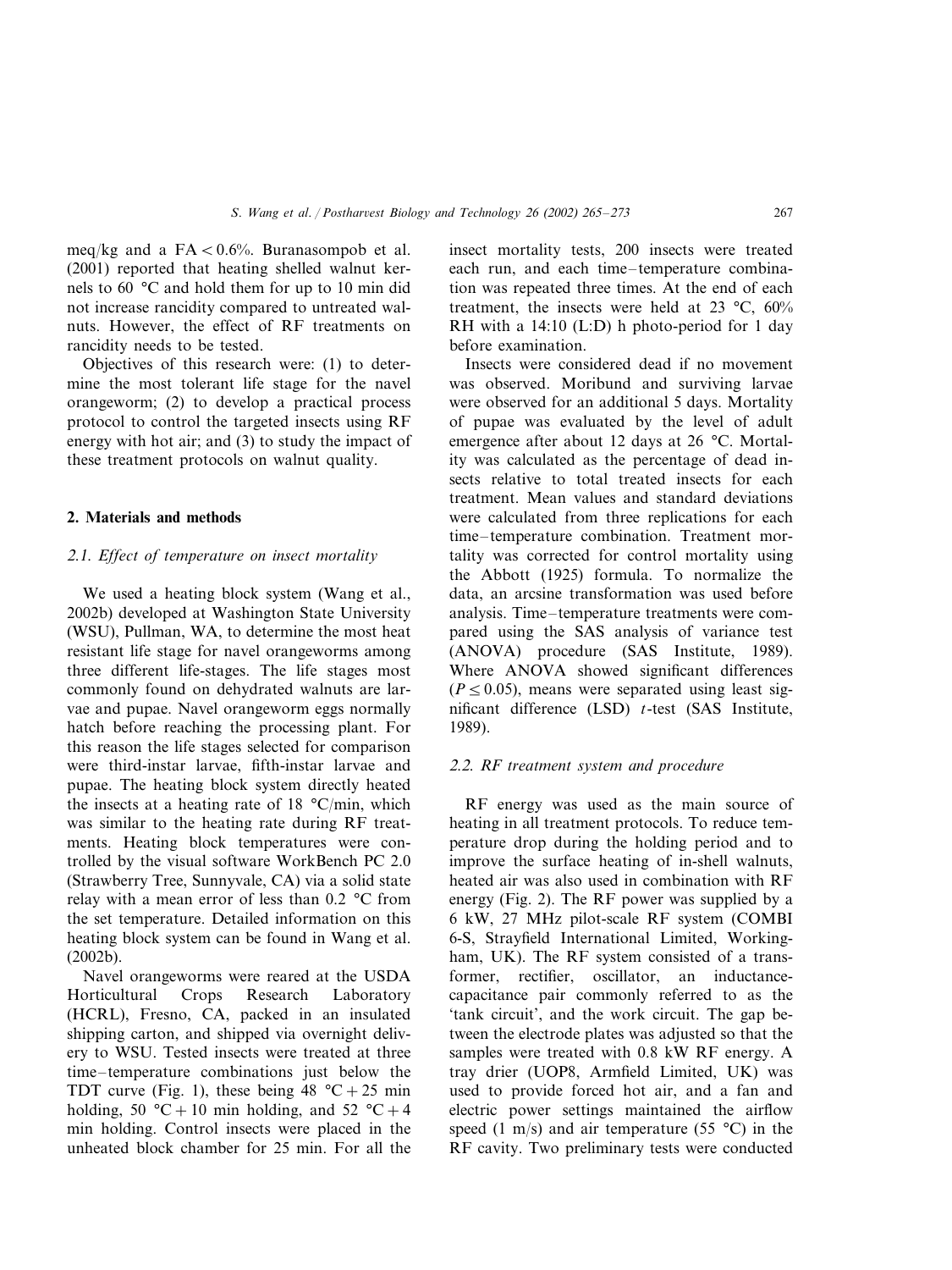meq/kg and a FA < 0.6%. Buranasompob et al. (2001) reported that heating shelled walnut kernels to 60 °C and hold them for up to 10 min did not increase rancidity compared to untreated walnuts. However, the effect of RF treatments on rancidity needs to be tested.

Objectives of this research were: (1) to determine the most tolerant life stage for the navel orangeworm; (2) to develop a practical process protocol to control the targeted insects using RF energy with hot air; and (3) to study the impact of these treatment protocols on walnut quality.

## 2. Materials and methods

### 2.1. Effect of temperature on insect mortality

We used a heating block system (Wang et al., 2002b) developed at Washington State University (WSU), Pullman, WA, to determine the most heat resistant life stage for navel orangeworms among three different life-stages. The life stages most commonly found on dehydrated walnuts are larvae and pupae. Navel orangeworm eggs normally hatch before reaching the processing plant. For this reason the life stages selected for comparison were third-instar larvae, fifth-instar larvae and pupae. The heating block system directly heated the insects at a heating rate of 18 °C/min, which was similar to the heating rate during RF treatments. Heating block temperatures were controlled by the visual software WorkBench PC 2.0 (Strawberry Tree, Sunnyvale, CA) via a solid state relay with a mean error of less than 0.2 °C from the set temperature. Detailed information on this heating block system can be found in Wang et al. (2002b).

Navel orangeworms were reared at the USDA Horticultural Crops Research Laboratory (HCRL), Fresno, CA, packed in an insulated shipping carton, and shipped via overnight delivery to WSU. Tested insects were treated at three time–temperature combinations just below the TDT curve (Fig. 1), these being 48 °C + 25 min holding, 50 °C + 10 min holding, and 52 °C + 4 min holding. Control insects were placed in the unheated block chamber for 25 min. For all the insect mortality tests, 200 insects were treated each run, and each time–temperature combination was repeated three times. At the end of each treatment, the insects were held at 23 °C, 60% RH with a 14:10 (L:D) h photo-period for 1 day before examination.

Insects were considered dead if no movement was observed. Moribund and surviving larvae were observed for an additional 5 days. Mortality of pupae was evaluated by the level of adult emergence after about 12 days at 26 °C. Mortality was calculated as the percentage of dead insects relative to total treated insects for each treatment. Mean values and standard deviations were calculated from three replications for each time–temperature combination. Treatment mortality was corrected for control mortality using the Abbott (1925) formula. To normalize the data, an arcsine transformation was used before analysis. Time–temperature treatments were compared using the SAS analysis of variance test (ANOVA) procedure (SAS Institute, 1989). Where ANOVA showed significant differences ($P \leq 0.05$), means were separated using least significant difference (LSD) $t$-test (SAS Institute, 1989).

### 2.2. RF treatment system and procedure

RF energy was used as the main source of heating in all treatment protocols. To reduce temperature drop during the holding period and to improve the surface heating of in-shell walnuts, heated air was also used in combination with RF energy (Fig. 2). The RF power was supplied by a 6 kW, 27 MHz pilot-scale RF system (COMBI 6-S, Strayfield International Limited, Workingham, UK). The RF system consisted of a transformer, rectifier, oscillator, an inductance-capacitance pair commonly referred to as the 'tank circuit', and the work circuit. The gap between the electrode plates was adjusted so that the samples were treated with 0.8 kW RF energy. A tray drier (UOP8, Armfield Limited, UK) was used to provide forced hot air, and a fan and electric power settings maintained the airflow speed (1 m/s) and air temperature (55 °C) in the RF cavity. Two preliminary tests were conducted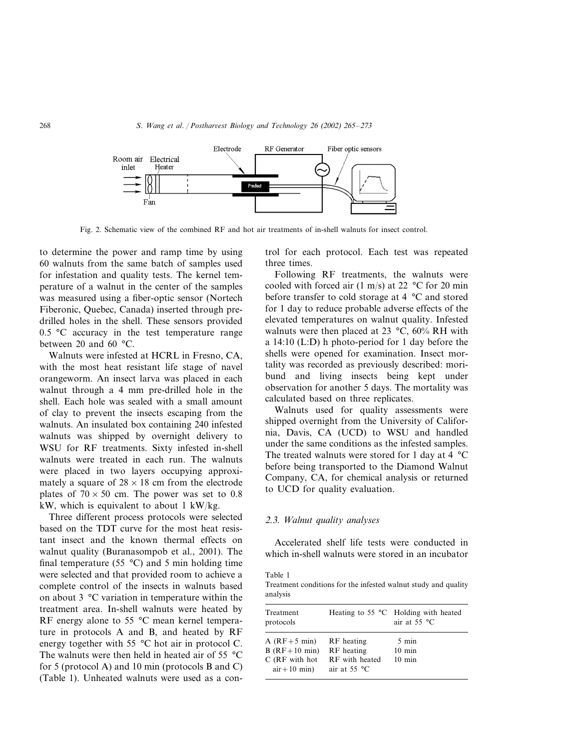Fig. 2. Schematic view of the combined RF and hot air treatments of in-shell walnuts for insect control.

to determine the power and ramp time by using 60 walnuts from the same batch of samples used for infestation and quality tests. The kernel temperature of a walnut in the center of the samples was measured using a fiber-optic sensor (Nortech Fiberonic, Quebec, Canada) inserted through predrilled holes in the shell. These sensors provided 0.5 °C accuracy in the test temperature range between 20 and 60 °C.

Walnuts were infested at HCRL in Fresno, CA, with the most heat resistant life stage of navel orangeworm. An insect larva was placed in each walnut through a 4 mm pre-drilled hole in the shell. Each hole was sealed with a small amount of clay to prevent the insects escaping from the walnuts. An insulated box containing 240 infested walnuts was shipped by overnight delivery to WSU for RF treatments. Sixty infested in-shell walnuts were treated in each run. The walnuts were placed in two layers occupying approximately a square of 28 × 18 cm from the electrode plates of 70 × 50 cm. The power was set to 0.8 kW, which is equivalent to about 1 kW/kg.

Three different process protocols were selected based on the TDT curve for the most heat resistant insect and the known thermal effects on walnut quality (Buranasompob et al., 2001). The final temperature (55 °C) and 5 min holding time were selected and that provided room to achieve a complete control of the insects in walnuts based on about 3 °C variation in temperature within the treatment area. In-shell walnuts were heated by RF energy alone to 55 °C mean kernel temperature in protocols A and B, and heated by RF energy together with 55 °C hot air in protocol C. The walnuts were then held in heated air of 55 °C for 5 (protocol A) and 10 min (protocols B and C) (Table 1). Unheated walnuts were used as a control for each protocol. Each test was repeated three times.

Following RF treatments, the walnuts were cooled with forced air (1 m/s) at 22 °C for 20 min before transfer to cold storage at 4 °C and stored for 1 day to reduce probable adverse effects of the elevated temperatures on walnut quality. Infested walnuts were then placed at 23 °C, 60% RH with a 14:10 (L:D) h photo-period for 1 day before the shells were opened for examination. Insect mortality was recorded as previously described: moribund and living insects being kept under observation for another 5 days. The mortality was calculated based on three replicates.

Walnuts used for quality assessments were shipped overnight from the University of California, Davis, CA (UCD) to WSU and handled under the same conditions as the infested samples. The treated walnuts were stored for 1 day at 4 °C before being transported to the Diamond Walnut Company, CA, for chemical analysis or returned to UCD for quality evaluation.

### 2.3. Walnut quality analyses

Accelerated shelf life tests were conducted in which in-shell walnuts were stored in an incubator

Table 1
Treatment conditions for the infested walnut study and quality analysis

| Treatment protocols | Heating to 55 °C | Holding with heated air at 55 °C |
| --- | --- | --- |
| A (RF + 5 min) | RF heating | 5 min |
| B (RF + 10 min) | RF heating | 10 min |
| C (RF with hot air + 10 min) | RF with heated air at 55 °C | 10 min |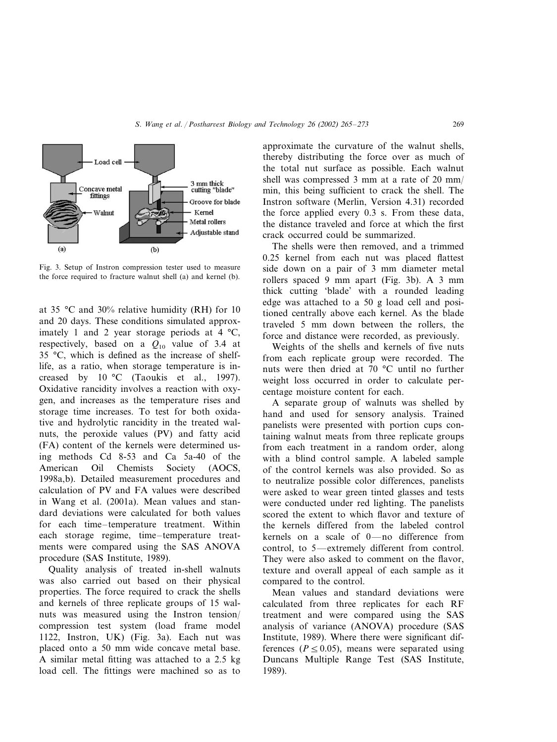Fig. 3. Setup of Instron compression tester used to measure the force required to fracture walnut shell (a) and kernel (b).

at 35 °C and 30% relative humidity (RH) for 10 and 20 days. These conditions simulated approximately 1 and 2 year storage periods at 4 °C, respectively, based on a $Q_{10}$ value of 3.4 at 35 °C, which is defined as the increase of shelf-life, as a ratio, when storage temperature is increased by 10 °C (Taoukis et al., 1997). Oxidative rancidity involves a reaction with oxygen, and increases as the temperature rises and storage time increases. To test for both oxidative and hydrolytic rancidity in the treated walnuts, the peroxide values (PV) and fatty acid (FA) content of the kernels were determined using methods Cd 8-53 and Ca 5a-40 of the American Oil Chemists Society (AOCS, 1998a,b). Detailed measurement procedures and calculation of PV and FA values were described in Wang et al. (2001a). Mean values and standard deviations were calculated for both values for each time–temperature treatment. Within each storage regime, time–temperature treatments were compared using the SAS ANOVA procedure (SAS Institute, 1989).

Quality analysis of treated in-shell walnuts was also carried out based on their physical properties. The force required to crack the shells and kernels of three replicate groups of 15 walnuts was measured using the Instron tension/compression test system (load frame model 1122, Instron, UK) (Fig. 3a). Each nut was placed onto a 50 mm wide concave metal base. A similar metal fitting was attached to a 2.5 kg load cell. The fittings were machined so as to approximate the curvature of the walnut shells, thereby distributing the force over as much of the total nut surface as possible. Each walnut shell was compressed 3 mm at a rate of 20 mm/min, this being sufficient to crack the shell. The Instron software (Merlin, Version 4.31) recorded the force applied every 0.3 s. From these data, the distance traveled and force at which the first crack occurred could be summarized.

The shells were then removed, and a trimmed 0.25 kernel from each nut was placed flattest side down on a pair of 3 mm diameter metal rollers spaced 9 mm apart (Fig. 3b). A 3 mm thick cutting 'blade' with a rounded leading edge was attached to a 50 g load cell and positioned centrally above each kernel. As the blade traveled 5 mm down between the rollers, the force and distance were recorded, as previously.

Weights of the shells and kernels of five nuts from each replicate group were recorded. The nuts were then dried at 70 °C until no further weight loss occurred in order to calculate percentage moisture content for each.

A separate group of walnuts was shelled by hand and used for sensory analysis. Trained panelists were presented with portion cups containing walnut meats from three replicate groups from each treatment in a random order, along with a blind control sample. A labeled sample of the control kernels was also provided. So as to neutralize possible color differences, panelists were asked to wear green tinted glasses and tests were conducted under red lighting. The panelists scored the extent to which flavor and texture of the kernels differed from the labeled control kernels on a scale of 0—no difference from control, to 5—extremely different from control. They were also asked to comment on the flavor, texture and overall appeal of each sample as it compared to the control.

Mean values and standard deviations were calculated from three replicates for each RF treatment and were compared using the SAS analysis of variance (ANOVA) procedure (SAS Institute, 1989). Where there were significant differences ($P \leq 0.05$), means were separated using Duncans Multiple Range Test (SAS Institute, 1989).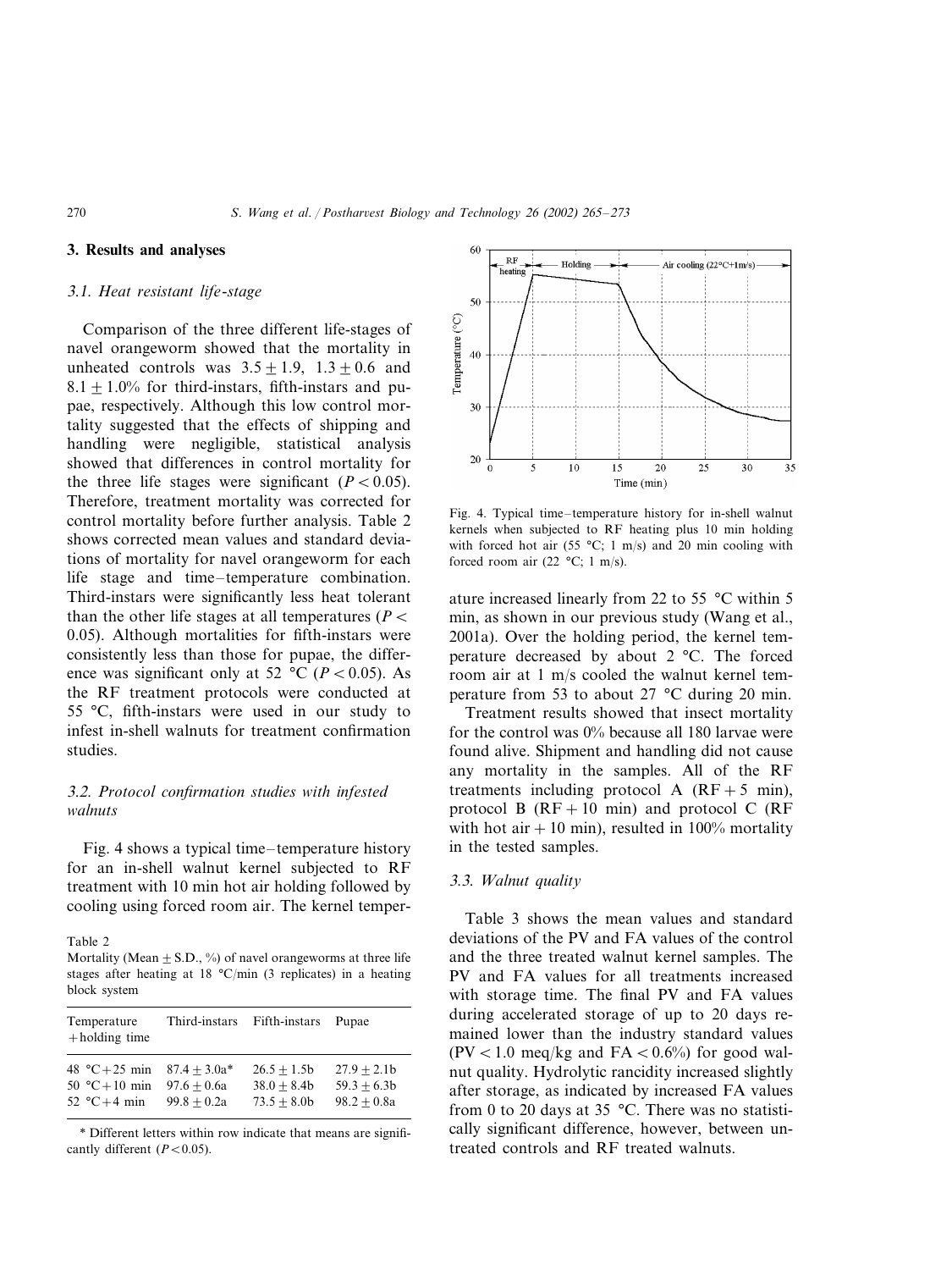## 3. Results and analyses

### 3.1. Heat resistant life-stage

Comparison of the three different life-stages of navel orangeworm showed that the mortality in unheated controls was $3.5 \pm 1.9$, $1.3 \pm 0.6$ and $8.1 \pm 1.0\%$ for third-instars, fifth-instars and pupae, respectively. Although this low control mortality suggested that the effects of shipping and handling were negligible, statistical analysis showed that differences in control mortality for the three life stages were significant ($P < 0.05$). Therefore, treatment mortality was corrected for control mortality before further analysis. Table 2 shows corrected mean values and standard deviations of mortality for navel orangeworm for each life stage and time–temperature combination. Third-instars were significantly less heat tolerant than the other life stages at all temperatures ($P < 0.05$). Although mortalities for fifth-instars were consistently less than those for pupae, the difference was significant only at 52 °C ($P < 0.05$). As the RF treatment protocols were conducted at 55 °C, fifth-instars were used in our study to infest in-shell walnuts for treatment confirmation studies.

### 3.2. Protocol confirmation studies with infested walnuts

Fig. 4 shows a typical time–temperature history for an in-shell walnut kernel subjected to RF treatment with 10 min hot air holding followed by cooling using forced room air. The kernel temperature increased linearly from 22 to 55 °C within 5 min, as shown in our previous study (Wang et al., 2001a). Over the holding period, the kernel temperature decreased by about 2 °C. The forced room air at 1 m/s cooled the walnut kernel temperature from 53 to about 27 °C during 20 min.

Table 2
Mortality (Mean ± S.D., %) of navel orangeworms at three life stages after heating at 18 °C/min (3 replicates) in a heating block system

| Temperature + holding time | Third-instars | Fifth-instars | Pupae |
|---|---|---|---|
| 48 °C + 25 min | 87.4 ± 3.0a* | 26.5 ± 1.5b | 27.9 ± 2.1b |
| 50 °C + 10 min | 97.6 ± 0.6a | 38.0 ± 8.4b | 59.3 ± 6.3b |
| 52 °C + 4 min | 99.8 ± 0.2a | 73.5 ± 8.0b | 98.2 ± 0.8a |

\* Different letters within row indicate that means are significantly different ($P < 0.05$).

Fig. 4. Typical time–temperature history for in-shell walnut kernels when subjected to RF heating plus 10 min holding with forced hot air (55 °C; 1 m/s) and 20 min cooling with forced room air (22 °C; 1 m/s).

Treatment results showed that insect mortality for the control was 0% because all 180 larvae were found alive. Shipment and handling did not cause any mortality in the samples. All of the RF treatments including protocol A (RF + 5 min), protocol B (RF + 10 min) and protocol C (RF with hot air + 10 min), resulted in 100% mortality in the tested samples.

### 3.3. Walnut quality

Table 3 shows the mean values and standard deviations of the PV and FA values of the control and the three treated walnut kernel samples. The PV and FA values for all treatments increased with storage time. The final PV and FA values during accelerated storage of up to 20 days remained lower than the industry standard values (PV < 1.0 meq/kg and FA < 0.6%) for good walnut quality. Hydrolytic rancidity increased slightly after storage, as indicated by increased FA values from 0 to 20 days at 35 °C. There was no statistically significant difference, however, between untreated controls and RF treated walnuts.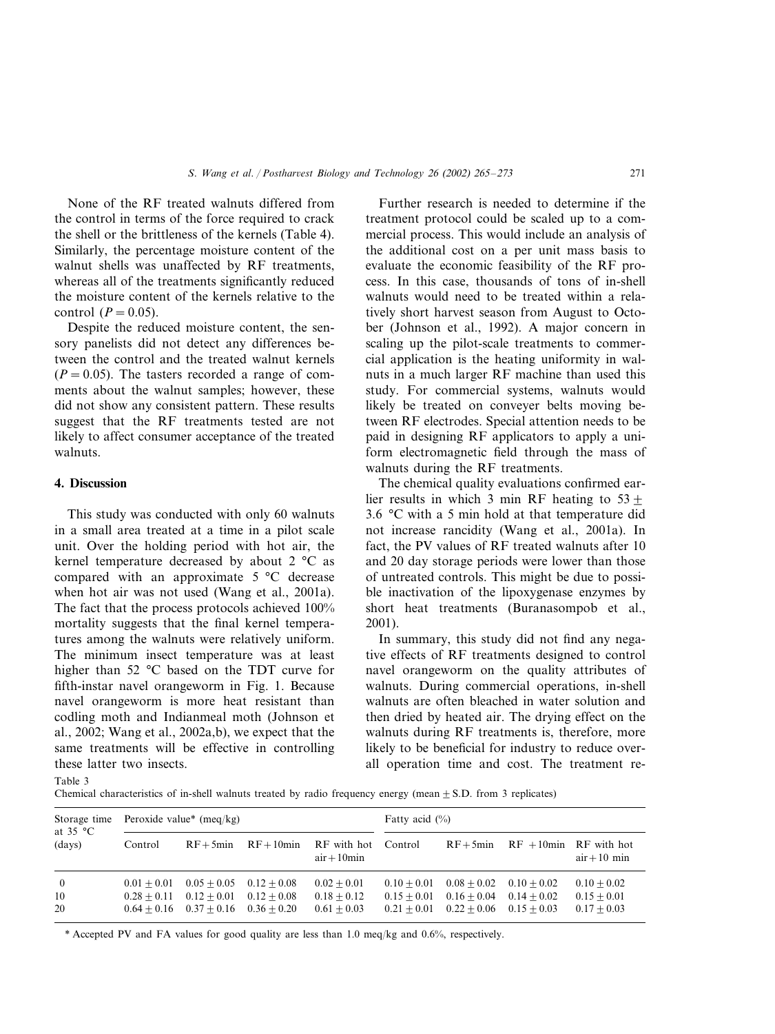None of the RF treated walnuts differed from the control in terms of the force required to crack the shell or the brittleness of the kernels (Table 4). Similarly, the percentage moisture content of the walnut shells was unaffected by RF treatments, whereas all of the treatments significantly reduced the moisture content of the kernels relative to the control ($P = 0.05$).

Despite the reduced moisture content, the sensory panelists did not detect any differences between the control and the treated walnut kernels ($P = 0.05$). The tasters recorded a range of comments about the walnut samples; however, these did not show any consistent pattern. These results suggest that the RF treatments tested are not likely to affect consumer acceptance of the treated walnuts.

## 4. Discussion

This study was conducted with only 60 walnuts in a small area treated at a time in a pilot scale unit. Over the holding period with hot air, the kernel temperature decreased by about 2 °C as compared with an approximate 5 °C decrease when hot air was not used (Wang et al., 2001a). The fact that the process protocols achieved 100% mortality suggests that the final kernel temperatures among the walnuts were relatively uniform. The minimum insect temperature was at least higher than 52 °C based on the TDT curve for fifth-instar navel orangeworm in Fig. 1. Because navel orangeworm is more heat resistant than codling moth and Indianmeal moth (Johnson et al., 2002; Wang et al., 2002a,b), we expect that the same treatments will be effective in controlling these latter two insects.

Further research is needed to determine if the treatment protocol could be scaled up to a commercial process. This would include an analysis of the additional cost on a per unit mass basis to evaluate the economic feasibility of the RF process. In this case, thousands of tons of in-shell walnuts would need to be treated within a relatively short harvest season from August to October (Johnson et al., 1992). A major concern in scaling up the pilot-scale treatments to commercial application is the heating uniformity in walnuts in a much larger RF machine than used this study. For commercial systems, walnuts would likely be treated on conveyer belts moving between RF electrodes. Special attention needs to be paid in designing RF applicators to apply a uniform electromagnetic field through the mass of walnuts during the RF treatments.

The chemical quality evaluations confirmed earlier results in which 3 min RF heating to $53 \pm 3.6$ °C with a 5 min hold at that temperature did not increase rancidity (Wang et al., 2001a). In fact, the PV values of RF treated walnuts after 10 and 20 day storage periods were lower than those of untreated controls. This might be due to possible inactivation of the lipoxygenase enzymes by short heat treatments (Buranasompob et al., 2001).

In summary, this study did not find any negative effects of RF treatments designed to control navel orangeworm on the quality attributes of walnuts. During commercial operations, in-shell walnuts are often bleached in water solution and then dried by heated air. The drying effect on the walnuts during RF treatments is, therefore, more likely to be beneficial for industry to reduce overall operation time and cost. The treatment re-

Table 3

Chemical characteristics of in-shell walnuts treated by radio frequency energy (mean ± S.D. from 3 replicates)

| Storage time at 35 °C (days) | Peroxide value* (meq/kg) | | | | Fatty acid (%) | | | |
|---|---|---|---|---|---|---|---|---|
| | Control | RF + 5min | RF + 10min | RF with hot air + 10min | Control | RF + 5min | RF + 10min | RF with hot air + 10 min |
| 0 | 0.01 ± 0.01 | 0.05 ± 0.05 | 0.12 ± 0.08 | 0.02 ± 0.01 | 0.10 ± 0.01 | 0.08 ± 0.02 | 0.10 ± 0.02 | 0.10 ± 0.02 |
| 10 | 0.28 ± 0.11 | 0.12 ± 0.01 | 0.12 ± 0.08 | 0.18 ± 0.12 | 0.15 ± 0.01 | 0.16 ± 0.04 | 0.14 ± 0.02 | 0.15 ± 0.01 |
| 20 | 0.64 ± 0.16 | 0.37 ± 0.16 | 0.36 ± 0.20 | 0.61 ± 0.03 | 0.21 ± 0.01 | 0.22 ± 0.06 | 0.15 ± 0.03 | 0.17 ± 0.03 |

\* Accepted PV and FA values for good quality are less than 1.0 meq/kg and 0.6%, respectively.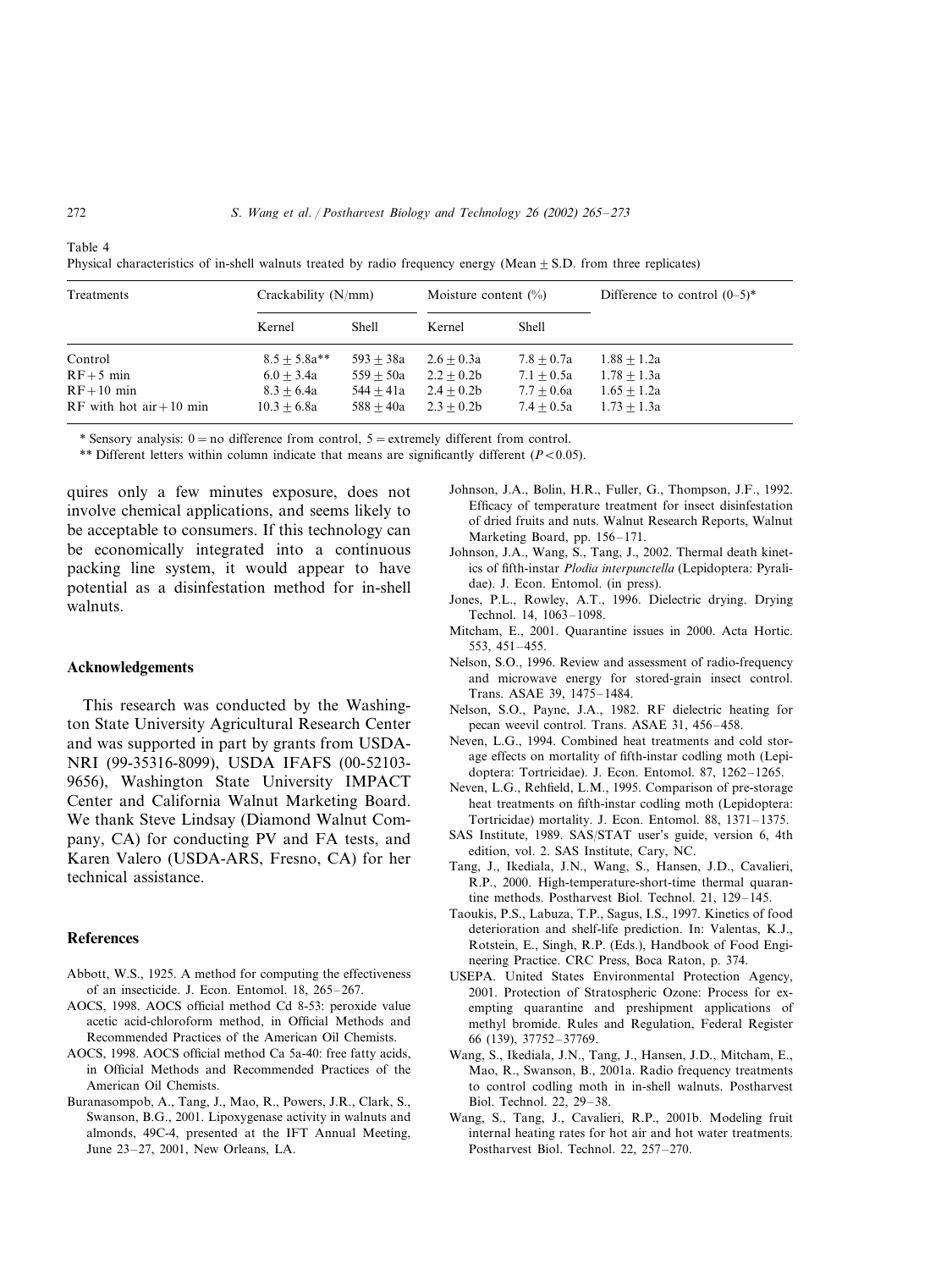Table 4
Physical characteristics of in-shell walnuts treated by radio frequency energy (Mean ± S.D. from three replicates)

| Treatments | Crackability (N/mm) | | Moisture content (%) | | Difference to control (0–5)* |
|---|---|---|---|---|---|
| | Kernel | Shell | Kernel | Shell | |
| Control | 8.5 ± 5.8a** | 593 ± 38a | 2.6 ± 0.3a | 7.8 ± 0.7a | 1.88 ± 1.2a |
| RF + 5 min | 6.0 ± 3.4a | 559 ± 50a | 2.2 ± 0.2b | 7.1 ± 0.5a | 1.78 ± 1.3a |
| RF + 10 min | 8.3 ± 6.4a | 544 ± 41a | 2.4 ± 0.2b | 7.7 ± 0.6a | 1.65 ± 1.2a |
| RF with hot air + 10 min | 10.3 ± 6.8a | 588 ± 40a | 2.3 ± 0.2b | 7.4 ± 0.5a | 1.73 ± 1.3a |

* Sensory analysis: 0 = no difference from control, 5 = extremely different from control.

** Different letters within column indicate that means are significantly different ($P < 0.05$).

quires only a few minutes exposure, does not involve chemical applications, and seems likely to be acceptable to consumers. If this technology can be economically integrated into a continuous packing line system, it would appear to have potential as a disinfestation method for in-shell walnuts.

## Acknowledgements

This research was conducted by the Washington State University Agricultural Research Center and was supported in part by grants from USDA-NRI (99-35316-8099), USDA IFAFS (00-52103-9656), Washington State University IMPACT Center and California Walnut Marketing Board. We thank Steve Lindsay (Diamond Walnut Company, CA) for conducting PV and FA tests, and Karen Valero (USDA-ARS, Fresno, CA) for her technical assistance.

## References

Abbott, W.S., 1925. A method for computing the effectiveness of an insecticide. J. Econ. Entomol. 18, 265–267.

AOCS, 1998. AOCS official method Cd 8-53: peroxide value acetic acid-chloroform method, in Official Methods and Recommended Practices of the American Oil Chemists.

AOCS, 1998. AOCS official method Ca 5a-40: free fatty acids, in Official Methods and Recommended Practices of the American Oil Chemists.

Buranasompob, A., Tang, J., Mao, R., Powers, J.R., Clark, S., Swanson, B.G., 2001. Lipoxygenase activity in walnuts and almonds, 49C-4, presented at the IFT Annual Meeting, June 23–27, 2001, New Orleans, LA.

Johnson, J.A., Bolin, H.R., Fuller, G., Thompson, J.F., 1992. Efficacy of temperature treatment for insect disinfestation of dried fruits and nuts. Walnut Research Reports, Walnut Marketing Board, pp. 156–171.

Johnson, J.A., Wang, S., Tang, J., 2002. Thermal death kinetics of fifth-instar *Plodia interpunctella* (Lepidoptera: Pyralidae). J. Econ. Entomol. (in press).

Jones, P.L., Rowley, A.T., 1996. Dielectric drying. Drying Technol. 14, 1063–1098.

Mitcham, E., 2001. Quarantine issues in 2000. Acta Hortic. 553, 451–455.

Nelson, S.O., 1996. Review and assessment of radio-frequency and microwave energy for stored-grain insect control. Trans. ASAE 39, 1475–1484.

Nelson, S.O., Payne, J.A., 1982. RF dielectric heating for pecan weevil control. Trans. ASAE 31, 456–458.

Neven, L.G., 1994. Combined heat treatments and cold storage effects on mortality of fifth-instar codling moth (Lepidoptera: Tortricidae). J. Econ. Entomol. 87, 1262–1265.

Neven, L.G., Rehfield, L.M., 1995. Comparison of pre-storage heat treatments on fifth-instar codling moth (Lepidoptera: Tortricidae) mortality. J. Econ. Entomol. 88, 1371–1375.

SAS Institute, 1989. SAS/STAT user's guide, version 6, 4th edition, vol. 2. SAS Institute, Cary, NC.

Tang, J., Ikediala, J.N., Wang, S., Hansen, J.D., Cavalieri, R.P., 2000. High-temperature-short-time thermal quarantine methods. Postharvest Biol. Technol. 21, 129–145.

Taoukis, P.S., Labuza, T.P., Sagus, I.S., 1997. Kinetics of food deterioration and shelf-life prediction. In: Valentas, K.J., Rotstein, E., Singh, R.P. (Eds.), Handbook of Food Engineering Practice. CRC Press, Boca Raton, p. 374.

USEPA. United States Environmental Protection Agency, 2001. Protection of Stratospheric Ozone: Process for exempting quarantine and preshipment applications of methyl bromide. Rules and Regulation, Federal Register 66 (139), 37752–37769.

Wang, S., Ikediala, J.N., Tang, J., Hansen, J.D., Mitcham, E., Mao, R., Swanson, B., 2001a. Radio frequency treatments to control codling moth in in-shell walnuts. Postharvest Biol. Technol. 22, 29–38.

Wang, S., Tang, J., Cavalieri, R.P., 2001b. Modeling fruit internal heating rates for hot air and hot water treatments. Postharvest Biol. Technol. 22, 257–270.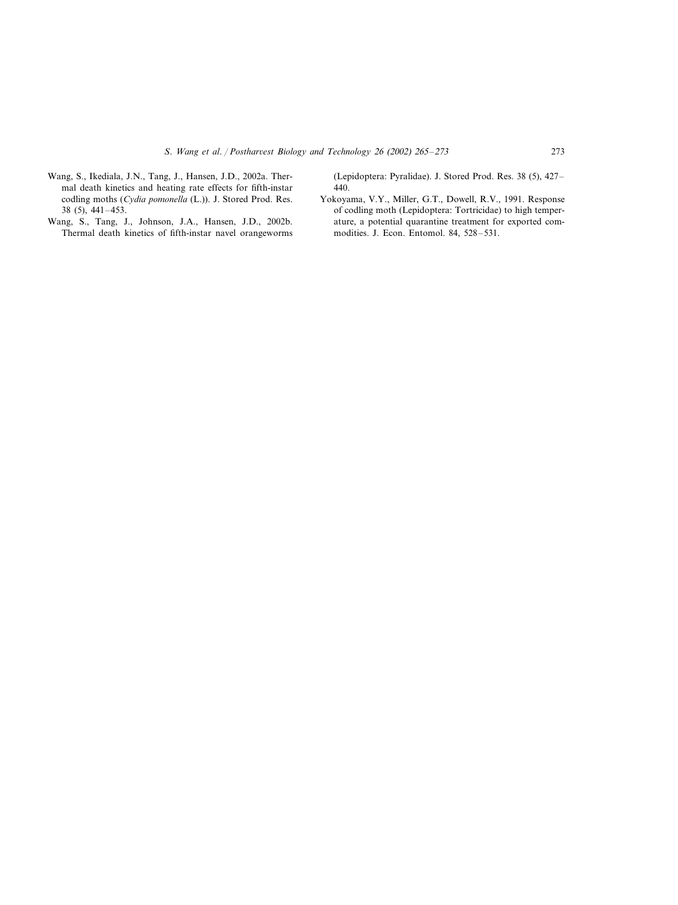Wang, S., Ikediala, J.N., Tang, J., Hansen, J.D., 2002a. Thermal death kinetics and heating rate effects for fifth-instar codling moths (*Cydia pomonella* (L.)). J. Stored Prod. Res. 38 (5), 441–453.

Wang, S., Tang, J., Johnson, J.A., Hansen, J.D., 2002b. Thermal death kinetics of fifth-instar navel orangeworms (Lepidoptera: Pyralidae). J. Stored Prod. Res. 38 (5), 427–440.

Yokoyama, V.Y., Miller, G.T., Dowell, R.V., 1991. Response of codling moth (Lepidoptera: Tortricidae) to high temperature, a potential quarantine treatment for exported commodities. J. Econ. Entomol. 84, 528–531.